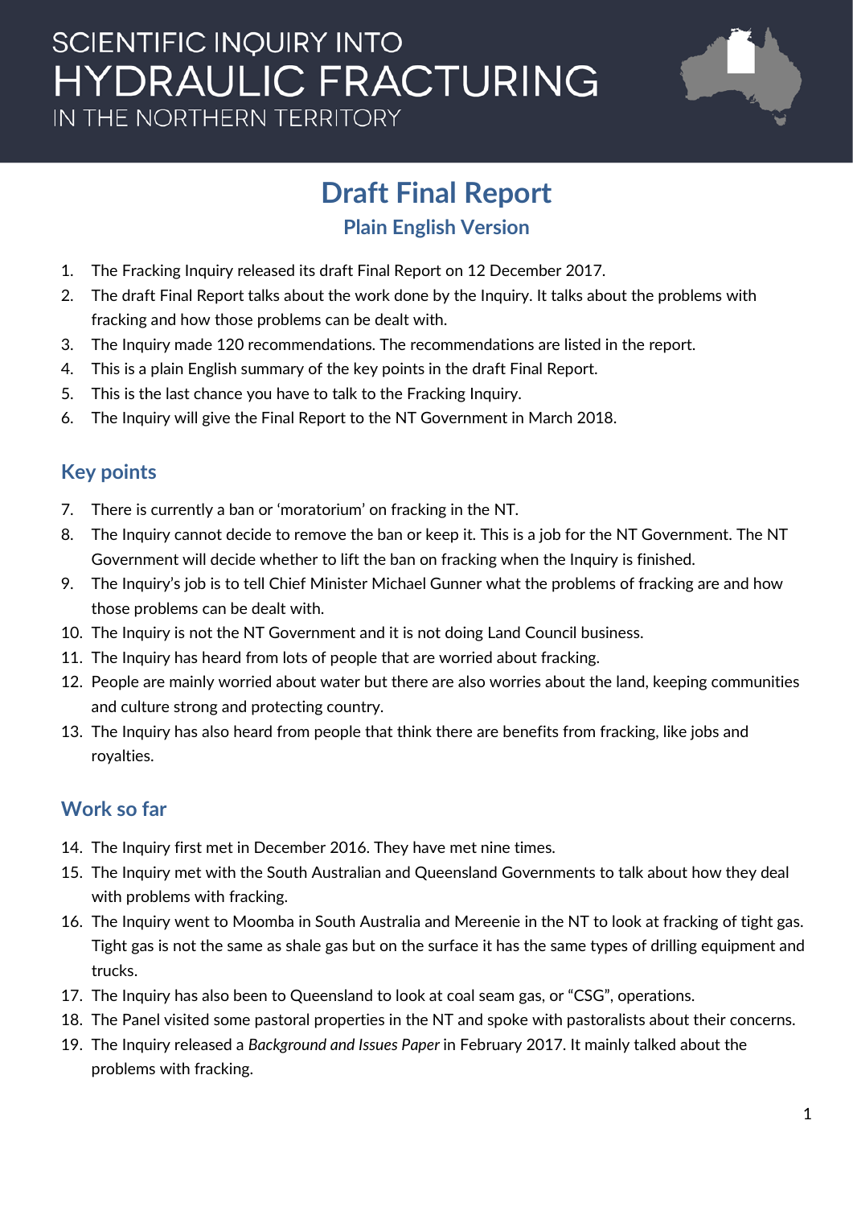# SCIENTIFIC INQUIRY INTO HYDRAULIC FRACTURING IN THE NORTHERN TERRITORY

# Draft Final Report

## Plain English Version

1. The Fracking Inquiry released its draft Final Report on 12 December 2017.
2. The draft Final Report talks about the work done by the Inquiry. It talks about the problems with fracking and how those problems can be dealt with.
3. The Inquiry made 120 recommendations. The recommendations are listed in the report.
4. This is a plain English summary of the key points in the draft Final Report.
5. This is the last chance you have to talk to the Fracking Inquiry.
6. The Inquiry will give the Final Report to the NT Government in March 2018.

## Key points

7. There is currently a ban or 'moratorium' on fracking in the NT.
8. The Inquiry cannot decide to remove the ban or keep it. This is a job for the NT Government. The NT Government will decide whether to lift the ban on fracking when the Inquiry is finished.
9. The Inquiry's job is to tell Chief Minister Michael Gunner what the problems of fracking are and how those problems can be dealt with.
10. The Inquiry is not the NT Government and it is not doing Land Council business.
11. The Inquiry has heard from lots of people that are worried about fracking.
12. People are mainly worried about water but there are also worries about the land, keeping communities and culture strong and protecting country.
13. The Inquiry has also heard from people that think there are benefits from fracking, like jobs and royalties.

## Work so far

14. The Inquiry first met in December 2016. They have met nine times.
15. The Inquiry met with the South Australian and Queensland Governments to talk about how they deal with problems with fracking.
16. The Inquiry went to Moomba in South Australia and Mereenie in the NT to look at fracking of tight gas. Tight gas is not the same as shale gas but on the surface it has the same types of drilling equipment and trucks.
17. The Inquiry has also been to Queensland to look at coal seam gas, or "CSG", operations.
18. The Panel visited some pastoral properties in the NT and spoke with pastoralists about their concerns.
19. The Inquiry released a *Background and Issues Paper* in February 2017. It mainly talked about the problems with fracking.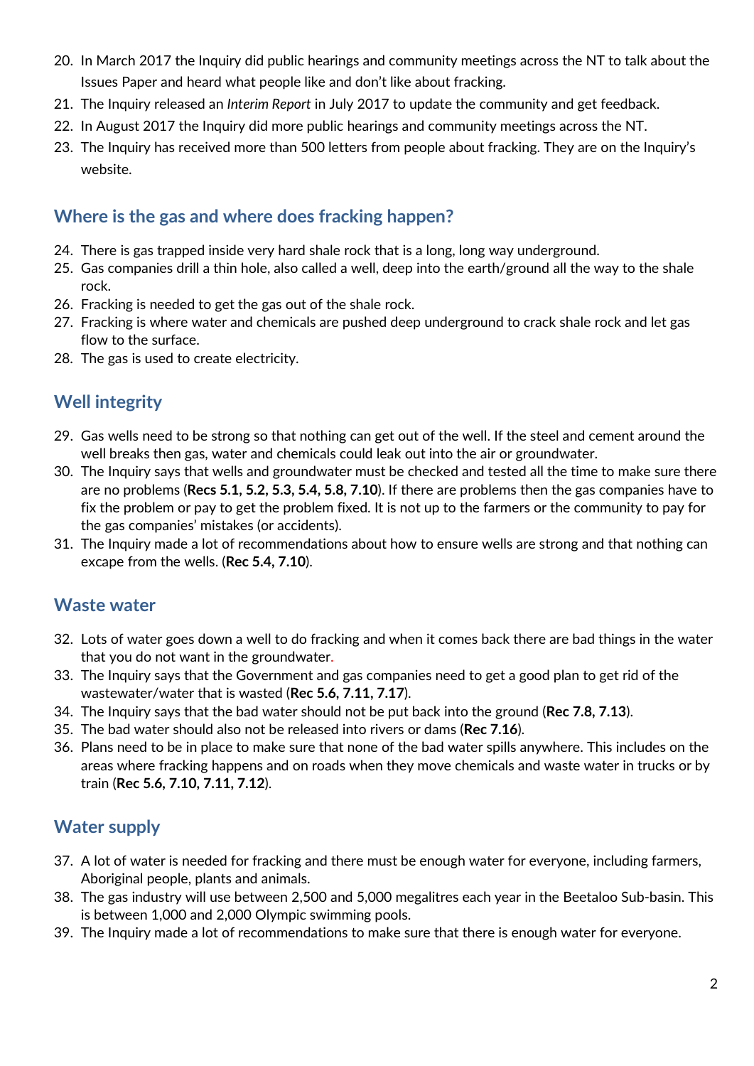20. In March 2017 the Inquiry did public hearings and community meetings across the NT to talk about the Issues Paper and heard what people like and don't like about fracking.
21. The Inquiry released an *Interim Report* in July 2017 to update the community and get feedback.
22. In August 2017 the Inquiry did more public hearings and community meetings across the NT.
23. The Inquiry has received more than 500 letters from people about fracking. They are on the Inquiry's website.

## Where is the gas and where does fracking happen?

24. There is gas trapped inside very hard shale rock that is a long, long way underground.
25. Gas companies drill a thin hole, also called a well, deep into the earth/ground all the way to the shale rock.
26. Fracking is needed to get the gas out of the shale rock.
27. Fracking is where water and chemicals are pushed deep underground to crack shale rock and let gas flow to the surface.
28. The gas is used to create electricity.

## Well integrity

29. Gas wells need to be strong so that nothing can get out of the well. If the steel and cement around the well breaks then gas, water and chemicals could leak out into the air or groundwater.
30. The Inquiry says that wells and groundwater must be checked and tested all the time to make sure there are no problems (**Recs 5.1, 5.2, 5.3, 5.4, 5.8, 7.10**). If there are problems then the gas companies have to fix the problem or pay to get the problem fixed. It is not up to the farmers or the community to pay for the gas companies' mistakes (or accidents).
31. The Inquiry made a lot of recommendations about how to ensure wells are strong and that nothing can excape from the wells. (**Rec 5.4, 7.10**).

## Waste water

32. Lots of water goes down a well to do fracking and when it comes back there are bad things in the water that you do not want in the groundwater.
33. The Inquiry says that the Government and gas companies need to get a good plan to get rid of the wastewater/water that is wasted (**Rec 5.6, 7.11, 7.17**).
34. The Inquiry says that the bad water should not be put back into the ground (**Rec 7.8, 7.13**).
35. The bad water should also not be released into rivers or dams (**Rec 7.16**).
36. Plans need to be in place to make sure that none of the bad water spills anywhere. This includes on the areas where fracking happens and on roads when they move chemicals and waste water in trucks or by train (**Rec 5.6, 7.10, 7.11, 7.12**).

## Water supply

37. A lot of water is needed for fracking and there must be enough water for everyone, including farmers, Aboriginal people, plants and animals.
38. The gas industry will use between 2,500 and 5,000 megalitres each year in the Beetaloo Sub-basin. This is between 1,000 and 2,000 Olympic swimming pools.
39. The Inquiry made a lot of recommendations to make sure that there is enough water for everyone.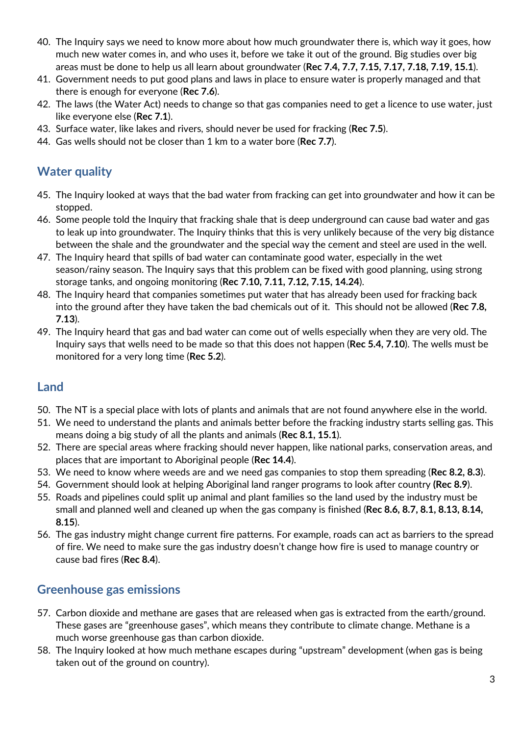40. The Inquiry says we need to know more about how much groundwater there is, which way it goes, how much new water comes in, and who uses it, before we take it out of the ground. Big studies over big areas must be done to help us all learn about groundwater (**Rec 7.4, 7.7, 7.15, 7.17, 7.18, 7.19, 15.1**).
41. Government needs to put good plans and laws in place to ensure water is properly managed and that there is enough for everyone (**Rec 7.6**).
42. The laws (the Water Act) needs to change so that gas companies need to get a licence to use water, just like everyone else (**Rec 7.1**).
43. Surface water, like lakes and rivers, should never be used for fracking (**Rec 7.5**).
44. Gas wells should not be closer than 1 km to a water bore (**Rec 7.7**).

## Water quality

45. The Inquiry looked at ways that the bad water from fracking can get into groundwater and how it can be stopped.
46. Some people told the Inquiry that fracking shale that is deep underground can cause bad water and gas to leak up into groundwater. The Inquiry thinks that this is very unlikely because of the very big distance between the shale and the groundwater and the special way the cement and steel are used in the well.
47. The Inquiry heard that spills of bad water can contaminate good water, especially in the wet season/rainy season. The Inquiry says that this problem can be fixed with good planning, using strong storage tanks, and ongoing monitoring (**Rec 7.10, 7.11, 7.12, 7.15, 14.24**).
48. The Inquiry heard that companies sometimes put water that has already been used for fracking back into the ground after they have taken the bad chemicals out of it. This should not be allowed (**Rec 7.8, 7.13**).
49. The Inquiry heard that gas and bad water can come out of wells especially when they are very old. The Inquiry says that wells need to be made so that this does not happen (**Rec 5.4, 7.10**). The wells must be monitored for a very long time (**Rec 5.2**).

## Land

50. The NT is a special place with lots of plants and animals that are not found anywhere else in the world.
51. We need to understand the plants and animals better before the fracking industry starts selling gas. This means doing a big study of all the plants and animals (**Rec 8.1, 15.1**).
52. There are special areas where fracking should never happen, like national parks, conservation areas, and places that are important to Aboriginal people (**Rec 14.4**).
53. We need to know where weeds are and we need gas companies to stop them spreading (**Rec 8.2, 8.3**).
54. Government should look at helping Aboriginal land ranger programs to look after country **(Rec 8.9**).
55. Roads and pipelines could split up animal and plant families so the land used by the industry must be small and planned well and cleaned up when the gas company is finished (**Rec 8.6, 8.7, 8.1, 8.13, 8.14, 8.15**).
56. The gas industry might change current fire patterns. For example, roads can act as barriers to the spread of fire. We need to make sure the gas industry doesn't change how fire is used to manage country or cause bad fires (**Rec 8.4**).

## Greenhouse gas emissions

57. Carbon dioxide and methane are gases that are released when gas is extracted from the earth/ground. These gases are "greenhouse gases", which means they contribute to climate change. Methane is a much worse greenhouse gas than carbon dioxide.
58. The Inquiry looked at how much methane escapes during "upstream" development (when gas is being taken out of the ground on country).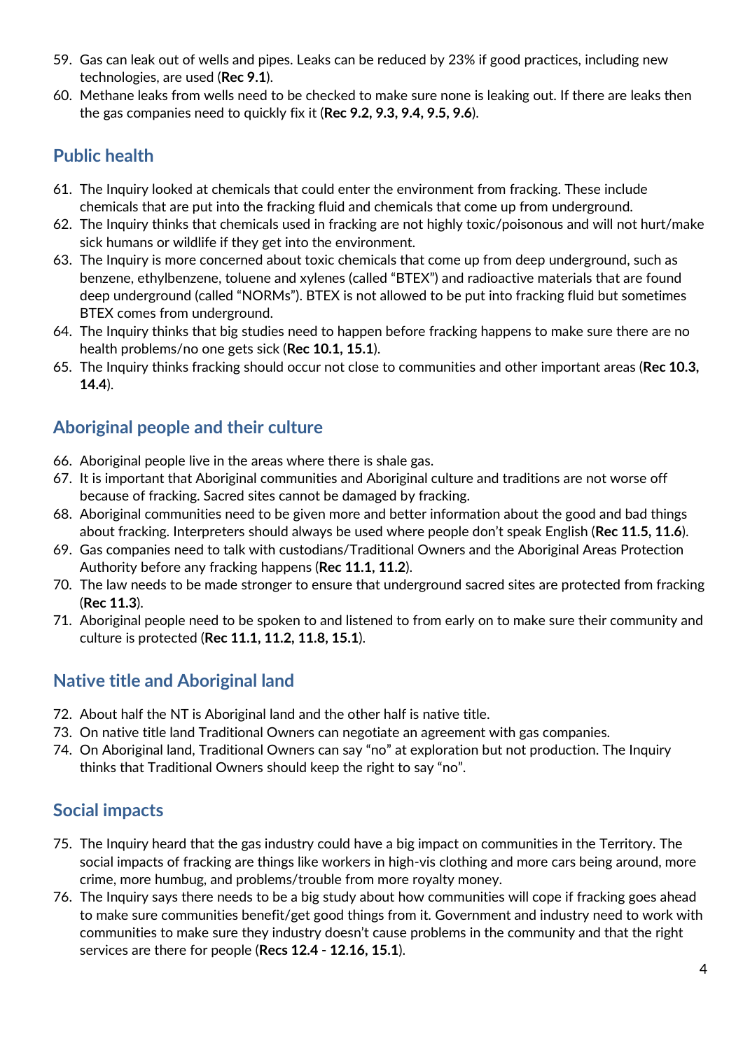59. Gas can leak out of wells and pipes. Leaks can be reduced by 23% if good practices, including new technologies, are used (**Rec 9.1**).
60. Methane leaks from wells need to be checked to make sure none is leaking out. If there are leaks then the gas companies need to quickly fix it (**Rec 9.2, 9.3, 9.4, 9.5, 9.6**).

## Public health

61. The Inquiry looked at chemicals that could enter the environment from fracking. These include chemicals that are put into the fracking fluid and chemicals that come up from underground.
62. The Inquiry thinks that chemicals used in fracking are not highly toxic/poisonous and will not hurt/make sick humans or wildlife if they get into the environment.
63. The Inquiry is more concerned about toxic chemicals that come up from deep underground, such as benzene, ethylbenzene, toluene and xylenes (called "BTEX") and radioactive materials that are found deep underground (called "NORMs"). BTEX is not allowed to be put into fracking fluid but sometimes BTEX comes from underground.
64. The Inquiry thinks that big studies need to happen before fracking happens to make sure there are no health problems/no one gets sick (**Rec 10.1, 15.1**).
65. The Inquiry thinks fracking should occur not close to communities and other important areas (**Rec 10.3, 14.4**).

## Aboriginal people and their culture

66. Aboriginal people live in the areas where there is shale gas.
67. It is important that Aboriginal communities and Aboriginal culture and traditions are not worse off because of fracking. Sacred sites cannot be damaged by fracking.
68. Aboriginal communities need to be given more and better information about the good and bad things about fracking. Interpreters should always be used where people don't speak English (**Rec 11.5, 11.6**).
69. Gas companies need to talk with custodians/Traditional Owners and the Aboriginal Areas Protection Authority before any fracking happens (**Rec 11.1, 11.2**).
70. The law needs to be made stronger to ensure that underground sacred sites are protected from fracking (**Rec 11.3**).
71. Aboriginal people need to be spoken to and listened to from early on to make sure their community and culture is protected (**Rec 11.1, 11.2, 11.8, 15.1**).

## Native title and Aboriginal land

72. About half the NT is Aboriginal land and the other half is native title.
73. On native title land Traditional Owners can negotiate an agreement with gas companies.
74. On Aboriginal land, Traditional Owners can say "no" at exploration but not production. The Inquiry thinks that Traditional Owners should keep the right to say "no".

## Social impacts

75. The Inquiry heard that the gas industry could have a big impact on communities in the Territory. The social impacts of fracking are things like workers in high-vis clothing and more cars being around, more crime, more humbug, and problems/trouble from more royalty money.
76. The Inquiry says there needs to be a big study about how communities will cope if fracking goes ahead to make sure communities benefit/get good things from it. Government and industry need to work with communities to make sure they industry doesn't cause problems in the community and that the right services are there for people (**Recs 12.4 - 12.16, 15.1**).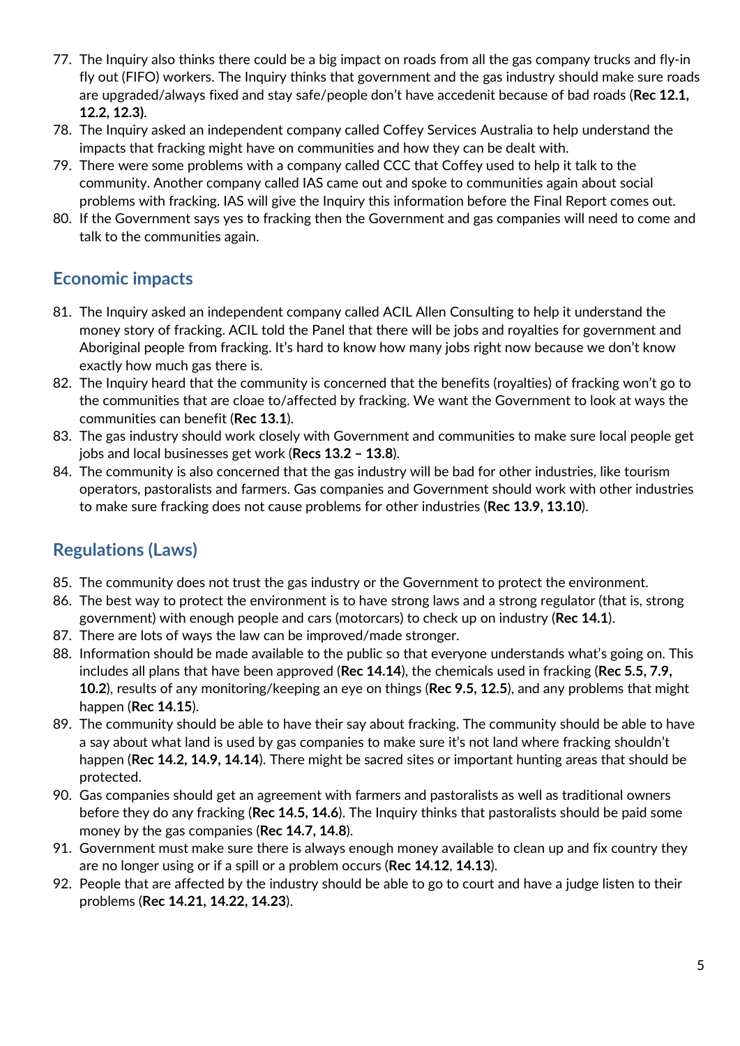77. The Inquiry also thinks there could be a big impact on roads from all the gas company trucks and fly-in fly out (FIFO) workers. The Inquiry thinks that government and the gas industry should make sure roads are upgraded/always fixed and stay safe/people don't have accedenit because of bad roads (**Rec 12.1, 12.2, 12.3**).
78. The Inquiry asked an independent company called Coffey Services Australia to help understand the impacts that fracking might have on communities and how they can be dealt with.
79. There were some problems with a company called CCC that Coffey used to help it talk to the community. Another company called IAS came out and spoke to communities again about social problems with fracking. IAS will give the Inquiry this information before the Final Report comes out.
80. If the Government says yes to fracking then the Government and gas companies will need to come and talk to the communities again.

## Economic impacts

81. The Inquiry asked an independent company called ACIL Allen Consulting to help it understand the money story of fracking. ACIL told the Panel that there will be jobs and royalties for government and Aboriginal people from fracking. It's hard to know how many jobs right now because we don't know exactly how much gas there is.
82. The Inquiry heard that the community is concerned that the benefits (royalties) of fracking won't go to the communities that are cloae to/affected by fracking. We want the Government to look at ways the communities can benefit (**Rec 13.1**).
83. The gas industry should work closely with Government and communities to make sure local people get jobs and local businesses get work (**Recs 13.2 – 13.8**).
84. The community is also concerned that the gas industry will be bad for other industries, like tourism operators, pastoralists and farmers. Gas companies and Government should work with other industries to make sure fracking does not cause problems for other industries (**Rec 13.9, 13.10**).

## Regulations (Laws)

85. The community does not trust the gas industry or the Government to protect the environment.
86. The best way to protect the environment is to have strong laws and a strong regulator (that is, strong government) with enough people and cars (motorcars) to check up on industry (**Rec 14.1**).
87. There are lots of ways the law can be improved/made stronger.
88. Information should be made available to the public so that everyone understands what's going on. This includes all plans that have been approved (**Rec 14.14**), the chemicals used in fracking (**Rec 5.5, 7.9, 10.2**), results of any monitoring/keeping an eye on things (**Rec 9.5, 12.5**), and any problems that might happen (**Rec 14.15**).
89. The community should be able to have their say about fracking. The community should be able to have a say about what land is used by gas companies to make sure it's not land where fracking shouldn't happen (**Rec 14.2, 14.9, 14.14**). There might be sacred sites or important hunting areas that should be protected.
90. Gas companies should get an agreement with farmers and pastoralists as well as traditional owners before they do any fracking (**Rec 14.5, 14.6**). The Inquiry thinks that pastoralists should be paid some money by the gas companies (**Rec 14.7, 14.8**).
91. Government must make sure there is always enough money available to clean up and fix country they are no longer using or if a spill or a problem occurs (**Rec 14.12**, **14.13**).
92. People that are affected by the industry should be able to go to court and have a judge listen to their problems (**Rec 14.21, 14.22, 14.23**).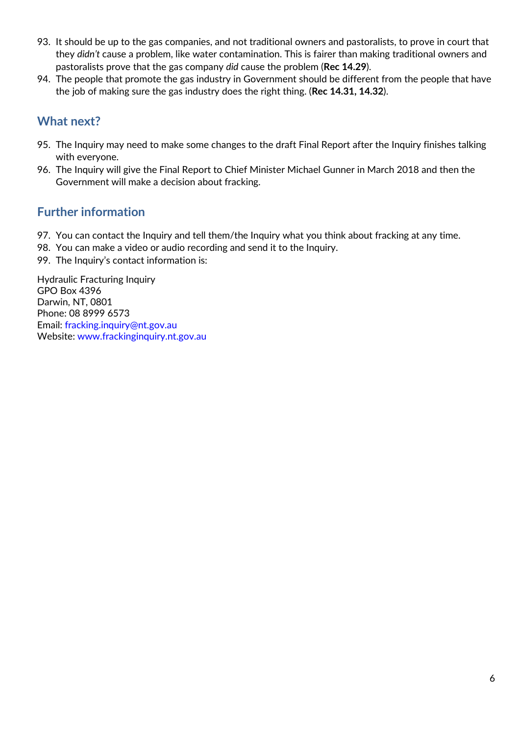93. It should be up to the gas companies, and not traditional owners and pastoralists, to prove in court that they *didn't* cause a problem, like water contamination. This is fairer than making traditional owners and pastoralists prove that the gas company *did* cause the problem (**Rec 14.29**).
94. The people that promote the gas industry in Government should be different from the people that have the job of making sure the gas industry does the right thing. (**Rec 14.31, 14.32**).

## What next?

95. The Inquiry may need to make some changes to the draft Final Report after the Inquiry finishes talking with everyone.
96. The Inquiry will give the Final Report to Chief Minister Michael Gunner in March 2018 and then the Government will make a decision about fracking.

## Further information

97. You can contact the Inquiry and tell them/the Inquiry what you think about fracking at any time.
98. You can make a video or audio recording and send it to the Inquiry.
99. The Inquiry's contact information is:

Hydraulic Fracturing Inquiry
GPO Box 4396
Darwin, NT, 0801
Phone: 08 8999 6573
Email: fracking.inquiry@nt.gov.au
Website: www.frackinginquiry.nt.gov.au